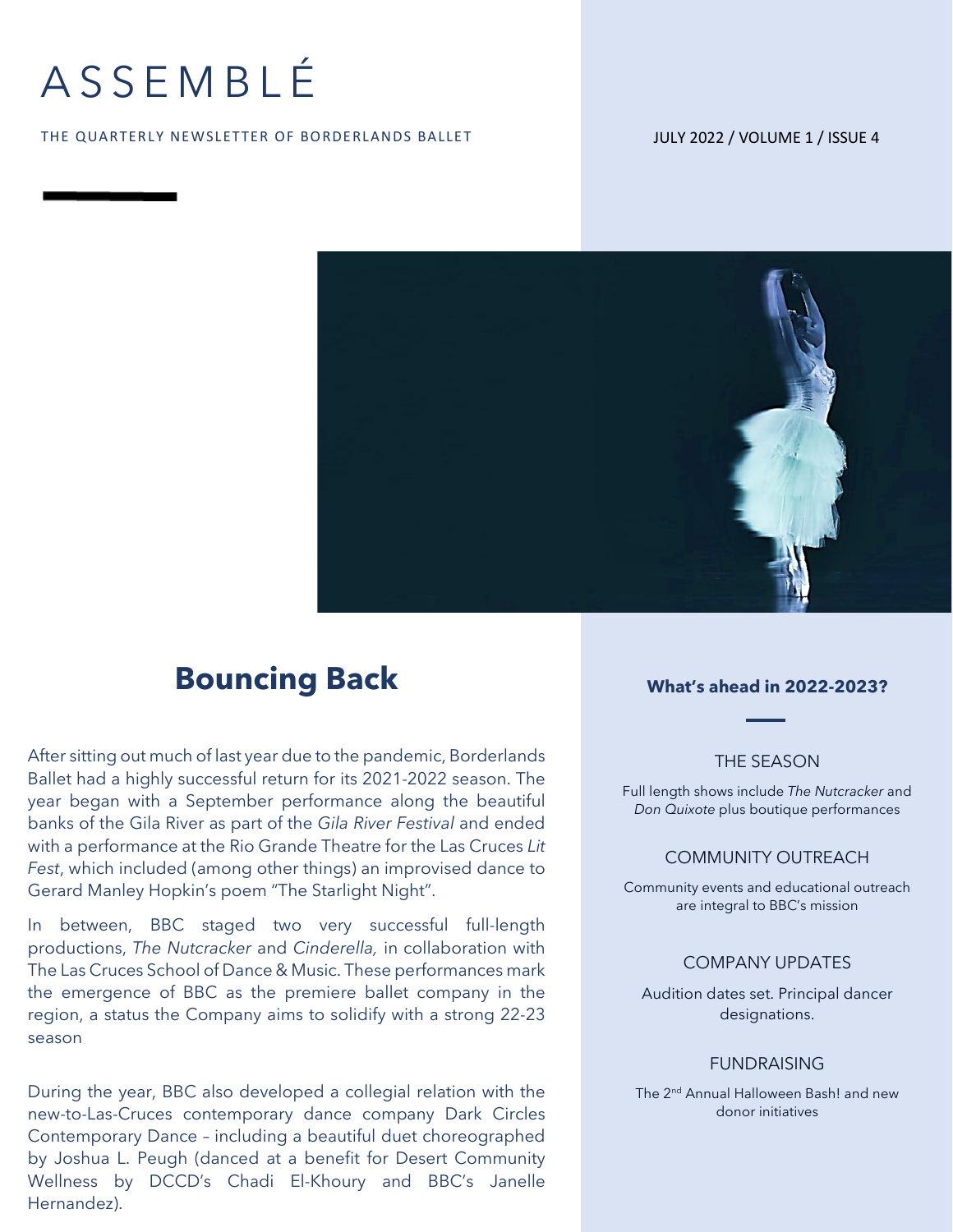# ASSEMBLÉ

THE QUARTERLY NEWSLETTER OF BORDERLANDS BALLET

JULY 2022 / VOLUME 1 / ISSUE 4

## Bouncing Back

After sitting out much of last year due to the pandemic, Borderlands Ballet had a highly successful return for its 2021-2022 season. The year began with a September performance along the beautiful banks of the Gila River as part of the *Gila River Festival* and ended with a performance at the Rio Grande Theatre for the Las Cruces *Lit Fest*, which included (among other things) an improvised dance to Gerard Manley Hopkin's poem "The Starlight Night".

In between, BBC staged two very successful full-length productions, *The Nutcracker* and *Cinderella,* in collaboration with The Las Cruces School of Dance & Music. These performances mark the emergence of BBC as the premiere ballet company in the region, a status the Company aims to solidify with a strong 22-23 season

During the year, BBC also developed a collegial relation with the new-to-Las-Cruces contemporary dance company Dark Circles Contemporary Dance – including a beautiful duet choreographed by Joshua L. Peugh (danced at a benefit for Desert Community Wellness by DCCD's Chadi El-Khoury and BBC's Janelle Hernandez).

### What's ahead in 2022-2023?

THE SEASON

Full length shows include *The Nutcracker* and *Don Quixote* plus boutique performances

COMMUNITY OUTREACH

Community events and educational outreach are integral to BBC's mission

COMPANY UPDATES

Audition dates set. Principal dancer designations.

FUNDRAISING

The 2nd Annual Halloween Bash! and new donor initiatives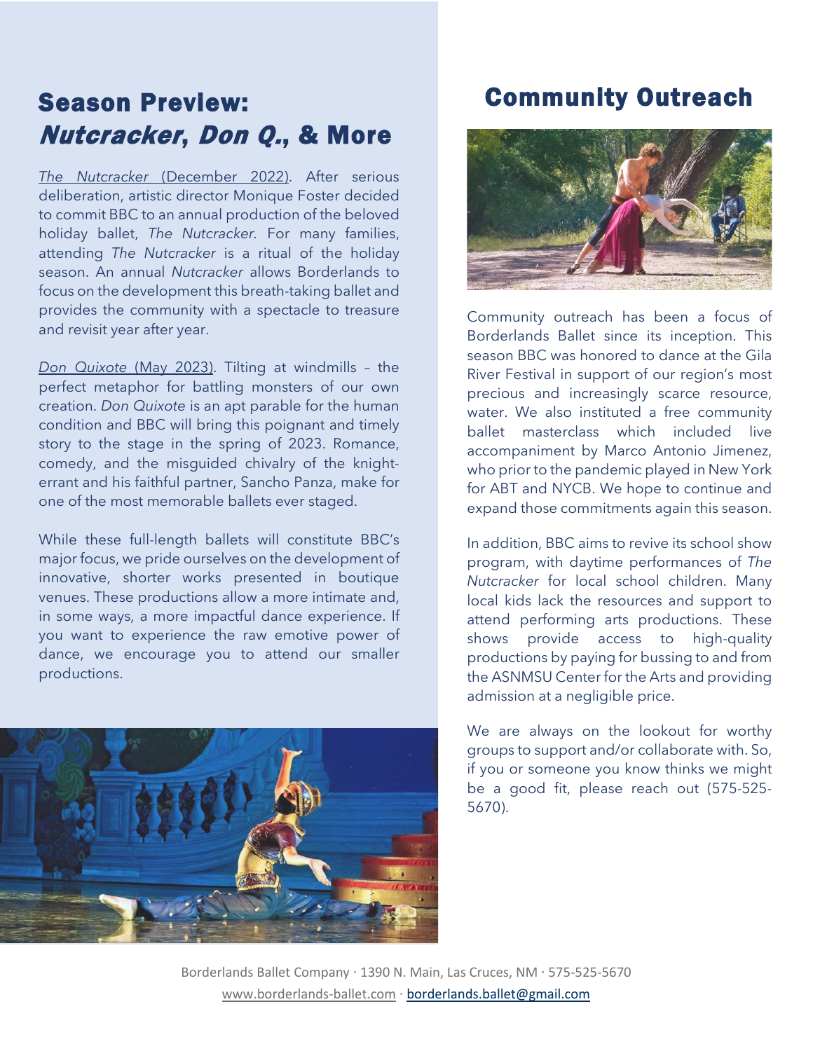## Season Preview: *Nutcracker*, *Don Q.*, & More

*The Nutcracker* (December 2022). After serious deliberation, artistic director Monique Foster decided to commit BBC to an annual production of the beloved holiday ballet, *The Nutcracker*. For many families, attending *The Nutcracker* is a ritual of the holiday season. An annual *Nutcracker* allows Borderlands to focus on the development this breath-taking ballet and provides the community with a spectacle to treasure and revisit year after year.

*Don Quixote* (May 2023). Tilting at windmills – the perfect metaphor for battling monsters of our own creation. *Don Quixote* is an apt parable for the human condition and BBC will bring this poignant and timely story to the stage in the spring of 2023. Romance, comedy, and the misguided chivalry of the knight-errant and his faithful partner, Sancho Panza, make for one of the most memorable ballets ever staged.

While these full-length ballets will constitute BBC's major focus, we pride ourselves on the development of innovative, shorter works presented in boutique venues. These productions allow a more intimate and, in some ways, a more impactful dance experience. If you want to experience the raw emotive power of dance, we encourage you to attend our smaller productions.

## Community Outreach

Community outreach has been a focus of Borderlands Ballet since its inception. This season BBC was honored to dance at the Gila River Festival in support of our region's most precious and increasingly scarce resource, water. We also instituted a free community ballet masterclass which included live accompaniment by Marco Antonio Jimenez, who prior to the pandemic played in New York for ABT and NYCB. We hope to continue and expand those commitments again this season.

In addition, BBC aims to revive its school show program, with daytime performances of *The Nutcracker* for local school children. Many local kids lack the resources and support to attend performing arts productions. These shows provide access to high-quality productions by paying for bussing to and from the ASNMSU Center for the Arts and providing admission at a negligible price.

We are always on the lookout for worthy groups to support and/or collaborate with. So, if you or someone you know thinks we might be a good fit, please reach out (575-525-5670).

Borderlands Ballet Company · 1390 N. Main, Las Cruces, NM · 575-525-5670
www.borderlands-ballet.com · borderlands.ballet@gmail.com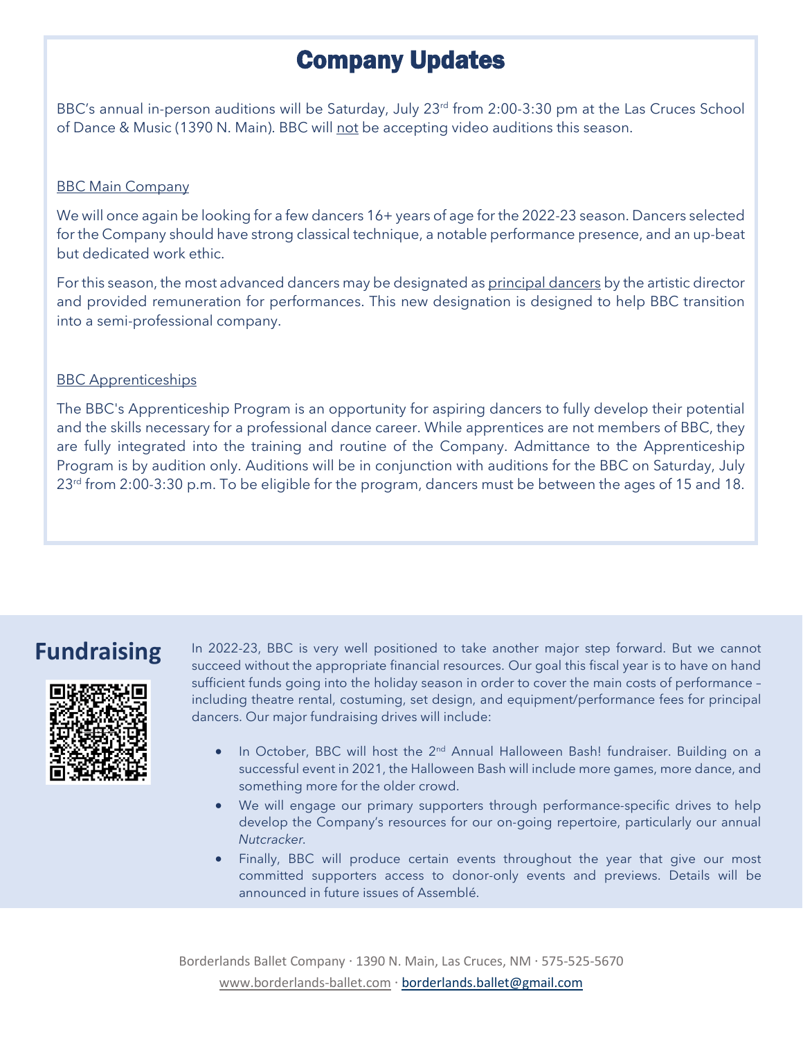# Company Updates

BBC's annual in-person auditions will be Saturday, July 23rd from 2:00-3:30 pm at the Las Cruces School of Dance & Music (1390 N. Main). BBC will not be accepting video auditions this season.

## BBC Main Company

We will once again be looking for a few dancers 16+ years of age for the 2022-23 season. Dancers selected for the Company should have strong classical technique, a notable performance presence, and an up-beat but dedicated work ethic.

For this season, the most advanced dancers may be designated as principal dancers by the artistic director and provided remuneration for performances. This new designation is designed to help BBC transition into a semi-professional company.

## BBC Apprenticeships

The BBC's Apprenticeship Program is an opportunity for aspiring dancers to fully develop their potential and the skills necessary for a professional dance career. While apprentices are not members of BBC, they are fully integrated into the training and routine of the Company. Admittance to the Apprenticeship Program is by audition only. Auditions will be in conjunction with auditions for the BBC on Saturday, July 23rd from 2:00-3:30 p.m. To be eligible for the program, dancers must be between the ages of 15 and 18.

# Fundraising

In 2022-23, BBC is very well positioned to take another major step forward. But we cannot succeed without the appropriate financial resources. Our goal this fiscal year is to have on hand sufficient funds going into the holiday season in order to cover the main costs of performance – including theatre rental, costuming, set design, and equipment/performance fees for principal dancers. Our major fundraising drives will include:

- In October, BBC will host the 2nd Annual Halloween Bash! fundraiser. Building on a successful event in 2021, the Halloween Bash will include more games, more dance, and something more for the older crowd.
- We will engage our primary supporters through performance-specific drives to help develop the Company's resources for our on-going repertoire, particularly our annual *Nutcracker*.
- Finally, BBC will produce certain events throughout the year that give our most committed supporters access to donor-only events and previews. Details will be announced in future issues of Assemblé.

Borderlands Ballet Company · 1390 N. Main, Las Cruces, NM · 575-525-5670
www.borderlands-ballet.com · borderlands.ballet@gmail.com